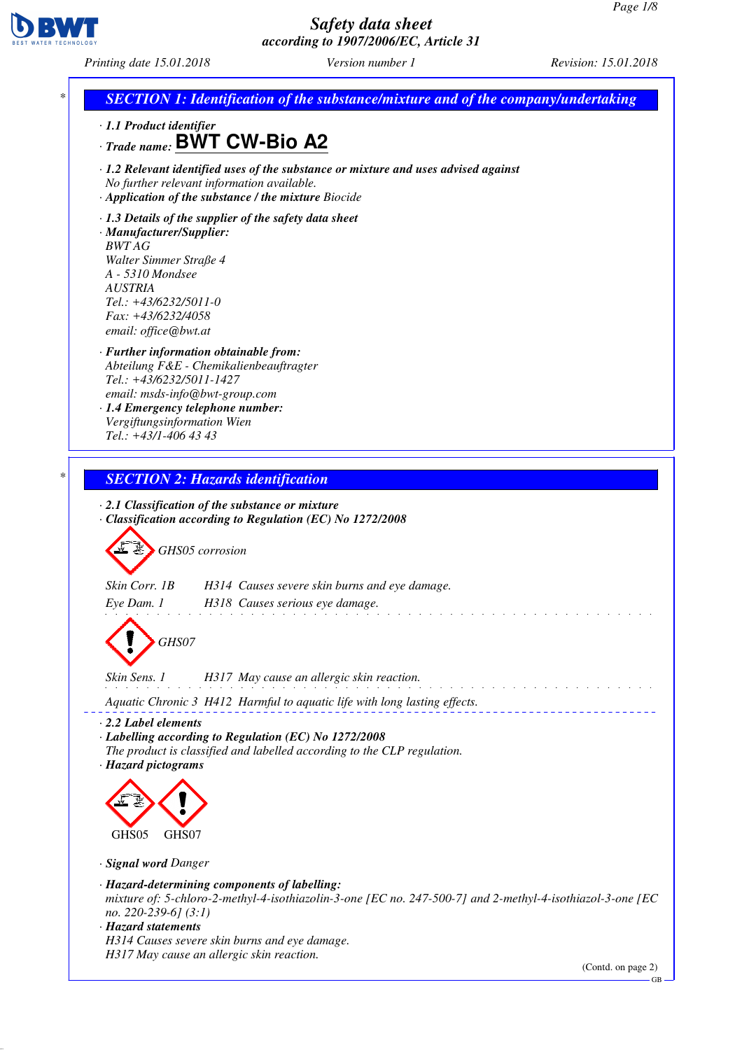# Safety data sheet
according to 1907/2006/EC, Article 31

Printing date 15.01.2018 Version number 1 Revision: 15.01.2018

## SECTION 1: Identification of the substance/mixture and of the company/undertaking

- **1.1 Product identifier**
- **Trade name: BWT CW-Bio A2**
- **1.2 Relevant identified uses of the substance or mixture and uses advised against**
  No further relevant information available.
- **Application of the substance / the mixture** Biocide
- **1.3 Details of the supplier of the safety data sheet**
- **Manufacturer/Supplier:**
  BWT AG
  Walter Simmer Straße 4
  A - 5310 Mondsee
  AUSTRIA
  Tel.: +43/6232/5011-0
  Fax: +43/6232/4058
  email: office@bwt.at
- **Further information obtainable from:**
  Abteilung F&E - Chemikalienbeauftragter
  Tel.: +43/6232/5011-1427
  email: msds-info@bwt-group.com
- **1.4 Emergency telephone number:**
  Vergiftungsinformation Wien
  Tel.: +43/1-406 43 43

## SECTION 2: Hazards identification

- **2.1 Classification of the substance or mixture**
- **Classification according to Regulation (EC) No 1272/2008**

GHS05 corrosion

| | |
|---|---|
| Skin Corr. 1B | H314 Causes severe skin burns and eye damage. |
| Eye Dam. 1 | H318 Causes serious eye damage. |

GHS07

| | |
|---|---|
| Skin Sens. 1 | H317 May cause an allergic skin reaction. |

Aquatic Chronic 3 H412 Harmful to aquatic life with long lasting effects.

- **2.2 Label elements**
- **Labelling according to Regulation (EC) No 1272/2008**
  The product is classified and labelled according to the CLP regulation.
- **Hazard pictograms**

GHS05 GHS07

- **Signal word** Danger
- **Hazard-determining components of labelling:**
  mixture of: 5-chloro-2-methyl-4-isothiazolin-3-one [EC no. 247-500-7] and 2-methyl-4-isothiazol-3-one [EC no. 220-239-6] (3:1)
- **Hazard statements**
  H314 Causes severe skin burns and eye damage.
  H317 May cause an allergic skin reaction.

(Contd. on page 2)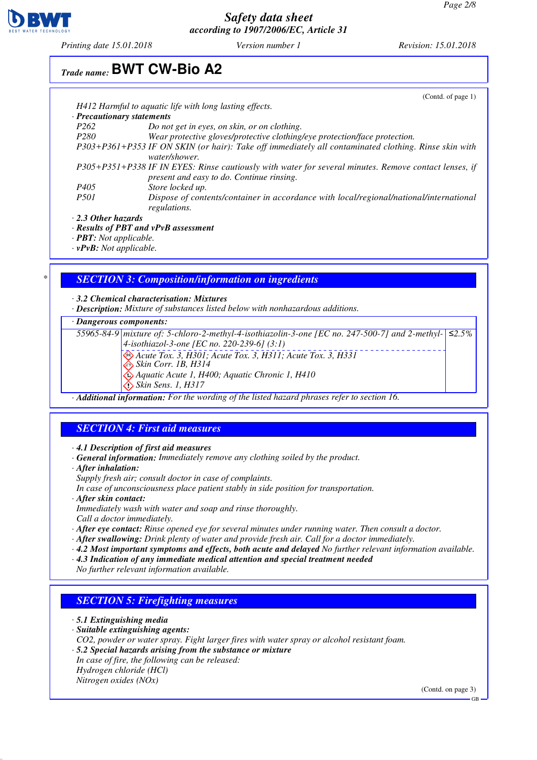**Trade name: BWT CW-Bio A2**

(Contd. of page 1)

H412 Harmful to aquatic life with long lasting effects.

· **Precautionary statements**

P262 Do not get in eyes, on skin, or on clothing.
P280 Wear protective gloves/protective clothing/eye protection/face protection.
P303+P361+P353 IF ON SKIN (or hair): Take off immediately all contaminated clothing. Rinse skin with water/shower.
P305+P351+P338 IF IN EYES: Rinse cautiously with water for several minutes. Remove contact lenses, if present and easy to do. Continue rinsing.
P405 Store locked up.
P501 Dispose of contents/container in accordance with local/regional/national/international regulations.

· **2.3 Other hazards**
· **Results of PBT and vPvB assessment**
· **PBT:** Not applicable.
· **vPvB:** Not applicable.

## SECTION 3: Composition/information on ingredients

· **3.2 Chemical characterisation: Mixtures**
· **Description:** Mixture of substances listed below with nonhazardous additions.

· **Dangerous components:**

| | | |
|---|---|---|
| 55965-84-9 | mixture of: 5-chloro-2-methyl-4-isothiazolin-3-one [EC no. 247-500-7] and 2-methyl-4-isothiazol-3-one [EC no. 220-239-6] (3:1) | ≤2.5% |
| | Acute Tox. 3, H301; Acute Tox. 3, H311; Acute Tox. 3, H331<br>Skin Corr. 1B, H314<br>Aquatic Acute 1, H400; Aquatic Chronic 1, H410<br>Skin Sens. 1, H317 | |

· **Additional information:** For the wording of the listed hazard phrases refer to section 16.

## SECTION 4: First aid measures

· **4.1 Description of first aid measures**
· **General information:** Immediately remove any clothing soiled by the product.
· **After inhalation:**
Supply fresh air; consult doctor in case of complaints.
In case of unconsciousness place patient stably in side position for transportation.
· **After skin contact:**
Immediately wash with water and soap and rinse thoroughly.
Call a doctor immediately.
· **After eye contact:** Rinse opened eye for several minutes under running water. Then consult a doctor.
· **After swallowing:** Drink plenty of water and provide fresh air. Call for a doctor immediately.
· **4.2 Most important symptoms and effects, both acute and delayed** No further relevant information available.
· **4.3 Indication of any immediate medical attention and special treatment needed**
No further relevant information available.

## SECTION 5: Firefighting measures

· **5.1 Extinguishing media**
· **Suitable extinguishing agents:**
$CO_2$, powder or water spray. Fight larger fires with water spray or alcohol resistant foam.
· **5.2 Special hazards arising from the substance or mixture**
In case of fire, the following can be released:
Hydrogen chloride (HCl)
Nitrogen oxides (NOx)

(Contd. on page 3)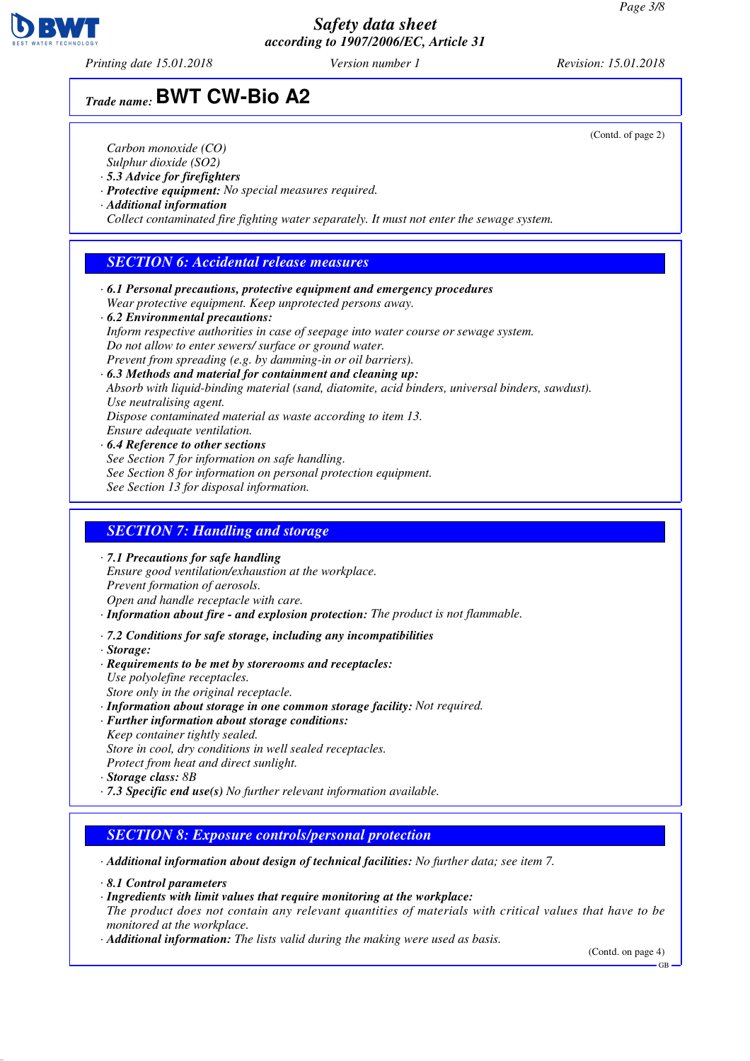Carbon monoxide (CO)
Sulphur dioxide ($SO_2$)

· **5.3 Advice for firefighters**
· **Protective equipment:** No special measures required.
· **Additional information**
Collect contaminated fire fighting water separately. It must not enter the sewage system.

## SECTION 6: Accidental release measures

· **6.1 Personal precautions, protective equipment and emergency procedures**
Wear protective equipment. Keep unprotected persons away.
· **6.2 Environmental precautions:**
Inform respective authorities in case of seepage into water course or sewage system.
Do not allow to enter sewers/ surface or ground water.
Prevent from spreading (e.g. by damming-in or oil barriers).
· **6.3 Methods and material for containment and cleaning up:**
Absorb with liquid-binding material (sand, diatomite, acid binders, universal binders, sawdust).
Use neutralising agent.
Dispose contaminated material as waste according to item 13.
Ensure adequate ventilation.
· **6.4 Reference to other sections**
See Section 7 for information on safe handling.
See Section 8 for information on personal protection equipment.
See Section 13 for disposal information.

## SECTION 7: Handling and storage

· **7.1 Precautions for safe handling**
Ensure good ventilation/exhaustion at the workplace.
Prevent formation of aerosols.
Open and handle receptacle with care.
· **Information about fire - and explosion protection:** The product is not flammable.

· **7.2 Conditions for safe storage, including any incompatibilities**
· **Storage:**
· **Requirements to be met by storerooms and receptacles:**
Use polyolefine receptacles.
Store only in the original receptacle.
· **Information about storage in one common storage facility:** Not required.
· **Further information about storage conditions:**
Keep container tightly sealed.
Store in cool, dry conditions in well sealed receptacles.
Protect from heat and direct sunlight.
· **Storage class:** 8B
· **7.3 Specific end use(s)** No further relevant information available.

## SECTION 8: Exposure controls/personal protection

· **Additional information about design of technical facilities:** No further data; see item 7.

· **8.1 Control parameters**
· **Ingredients with limit values that require monitoring at the workplace:**
The product does not contain any relevant quantities of materials with critical values that have to be monitored at the workplace.
· **Additional information:** The lists valid during the making were used as basis.

(Contd. on page 4)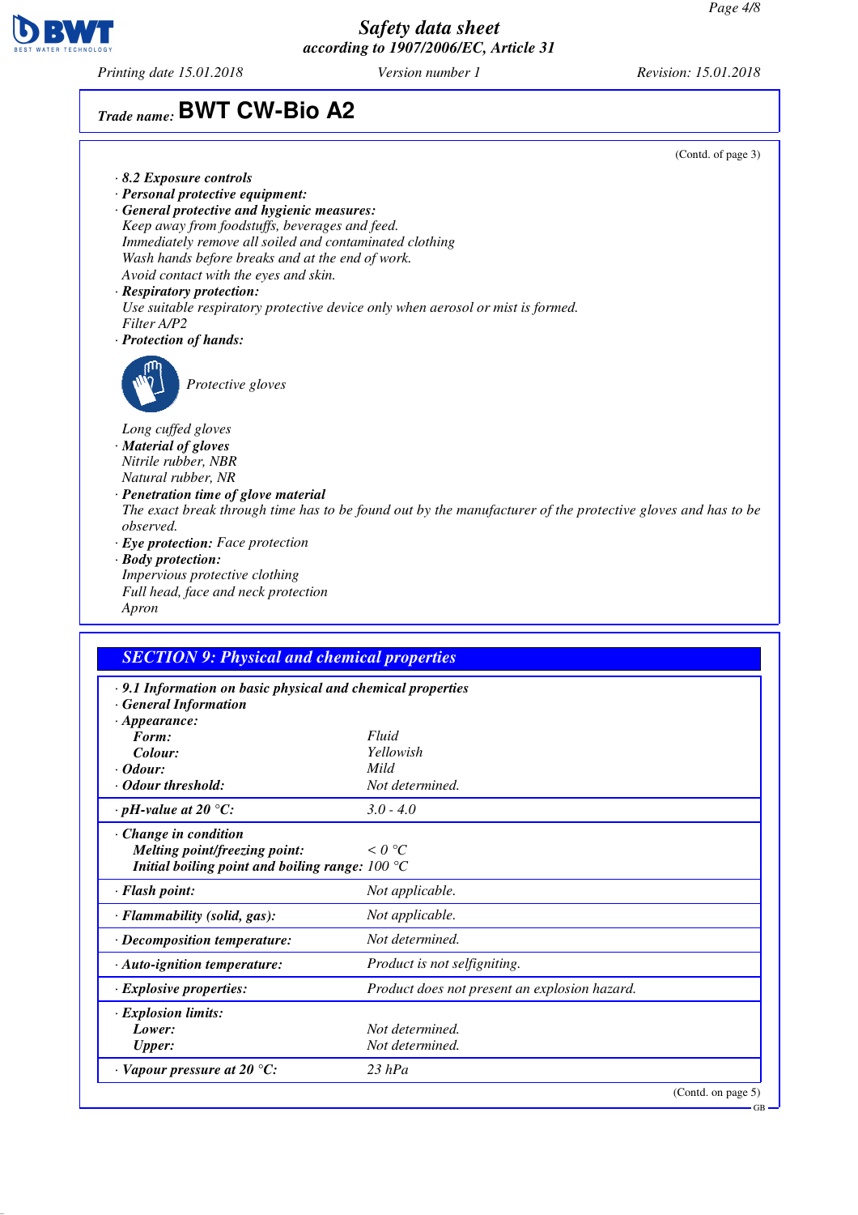**Trade name: BWT CW-Bio A2**

(Contd. of page 3)

· **8.2 Exposure controls**
· **Personal protective equipment:**
· **General protective and hygienic measures:**
*Keep away from foodstuffs, beverages and feed.*
*Immediately remove all soiled and contaminated clothing*
*Wash hands before breaks and at the end of work.*
*Avoid contact with the eyes and skin.*
· **Respiratory protection:**
*Use suitable respiratory protective device only when aerosol or mist is formed.*
*Filter A/P2*
· **Protection of hands:**

*Protective gloves*

*Long cuffed gloves*
· **Material of gloves**
*Nitrile rubber, NBR*
*Natural rubber, NR*
· **Penetration time of glove material**
*The exact break through time has to be found out by the manufacturer of the protective gloves and has to be observed.*
· **Eye protection:** *Face protection*
· **Body protection:**
*Impervious protective clothing*
*Full head, face and neck protection*
*Apron*

## SECTION 9: Physical and chemical properties

| · **9.1 Information on basic physical and chemical properties** | |
|---|---|
| · **General Information** | |
| · **Appearance:** | |
| **Form:** | *Fluid* |
| **Colour:** | *Yellowish* |
| · **Odour:** | *Mild* |
| · **Odour threshold:** | *Not determined.* |
| · **pH-value at 20 °C:** | *3.0 - 4.0* |
| · **Change in condition** | |
| **Melting point/freezing point:** | *< 0 °C* |
| **Initial boiling point and boiling range:** | *100 °C* |
| · **Flash point:** | *Not applicable.* |
| · **Flammability (solid, gas):** | *Not applicable.* |
| · **Decomposition temperature:** | *Not determined.* |
| · **Auto-ignition temperature:** | *Product is not selfigniting.* |
| · **Explosive properties:** | *Product does not present an explosion hazard.* |
| · **Explosion limits:** | |
| **Lower:** | *Not determined.* |
| **Upper:** | *Not determined.* |
| · **Vapour pressure at 20 °C:** | *23 hPa* |

(Contd. on page 5)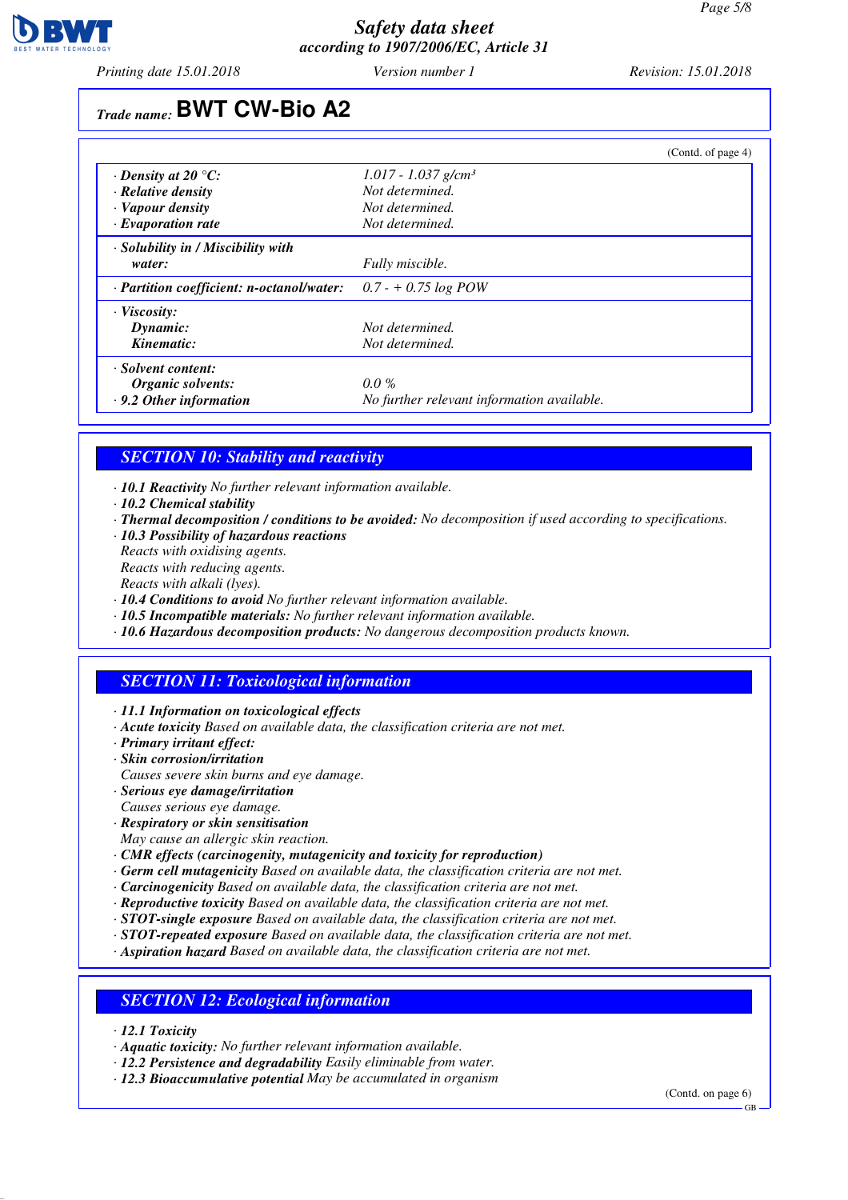Trade name: **BWT CW-Bio A2**

(Contd. of page 4)

| | |
|---|---|
| · **Density at 20 °C:** | 1.017 - 1.037 g/cm³ |
| · **Relative density** | Not determined. |
| · **Vapour density** | Not determined. |
| · **Evaporation rate** | Not determined. |
| · **Solubility in / Miscibility with water:** | Fully miscible. |
| · **Partition coefficient: n-octanol/water:** | 0.7 - + 0.75 log POW |
| · **Viscosity:** | |
| **Dynamic:** | Not determined. |
| **Kinematic:** | Not determined. |
| · **Solvent content:** | |
| **Organic solvents:** | 0.0 % |
| · **9.2 Other information** | No further relevant information available. |

## SECTION 10: Stability and reactivity

· **10.1 Reactivity** No further relevant information available.
· **10.2 Chemical stability**
· **Thermal decomposition / conditions to be avoided:** No decomposition if used according to specifications.
· **10.3 Possibility of hazardous reactions**
Reacts with oxidising agents.
Reacts with reducing agents.
Reacts with alkali (lyes).
· **10.4 Conditions to avoid** No further relevant information available.
· **10.5 Incompatible materials:** No further relevant information available.
· **10.6 Hazardous decomposition products:** No dangerous decomposition products known.

## SECTION 11: Toxicological information

· **11.1 Information on toxicological effects**
· **Acute toxicity** Based on available data, the classification criteria are not met.
· **Primary irritant effect:**
· **Skin corrosion/irritation**
Causes severe skin burns and eye damage.
· **Serious eye damage/irritation**
Causes serious eye damage.
· **Respiratory or skin sensitisation**
May cause an allergic skin reaction.
· **CMR effects (carcinogenity, mutagenicity and toxicity for reproduction)**
· **Germ cell mutagenicity** Based on available data, the classification criteria are not met.
· **Carcinogenicity** Based on available data, the classification criteria are not met.
· **Reproductive toxicity** Based on available data, the classification criteria are not met.
· **STOT-single exposure** Based on available data, the classification criteria are not met.
· **STOT-repeated exposure** Based on available data, the classification criteria are not met.
· **Aspiration hazard** Based on available data, the classification criteria are not met.

## SECTION 12: Ecological information

· **12.1 Toxicity**
· **Aquatic toxicity:** No further relevant information available.
· **12.2 Persistence and degradability** Easily eliminable from water.
· **12.3 Bioaccumulative potential** May be accumulated in organism

(Contd. on page 6)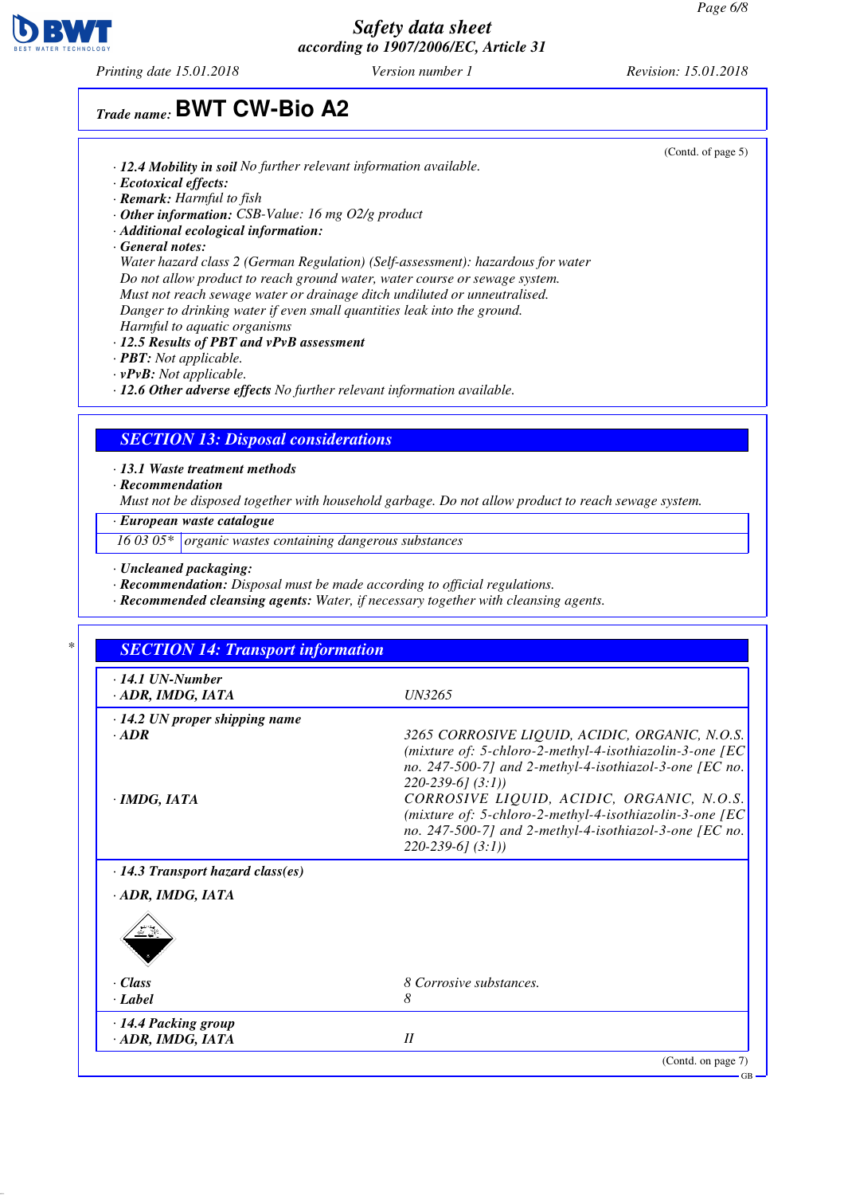(Contd. of page 5)

· **12.4 Mobility in soil** No further relevant information available.
· **Ecotoxical effects:**
· **Remark:** Harmful to fish
· **Other information:** CSB-Value: 16 mg O2/g product
· **Additional ecological information:**
· **General notes:**
Water hazard class 2 (German Regulation) (Self-assessment): hazardous for water
Do not allow product to reach ground water, water course or sewage system.
Must not reach sewage water or drainage ditch undiluted or unneutralised.
Danger to drinking water if even small quantities leak into the ground.
Harmful to aquatic organisms
· **12.5 Results of PBT and vPvB assessment**
· **PBT:** Not applicable.
· **vPvB:** Not applicable.
· **12.6 Other adverse effects** No further relevant information available.

## SECTION 13: Disposal considerations

· **13.1 Waste treatment methods**
· **Recommendation**
Must not be disposed together with household garbage. Do not allow product to reach sewage system.

· **European waste catalogue**

| | |
|---|---|
| 16 03 05* | organic wastes containing dangerous substances |

· **Uncleaned packaging:**
· **Recommendation:** Disposal must be made according to official regulations.
· **Recommended cleansing agents:** Water, if necessary together with cleansing agents.

## SECTION 14: Transport information

| | |
|---|---|
| · **14.1 UN-Number** | |
| · **ADR, IMDG, IATA** | UN3265 |
| · **14.2 UN proper shipping name** | |
| · **ADR** | 3265 CORROSIVE LIQUID, ACIDIC, ORGANIC, N.O.S. (mixture of: 5-chloro-2-methyl-4-isothiazolin-3-one [EC no. 247-500-7] and 2-methyl-4-isothiazol-3-one [EC no. 220-239-6] (3:1)) |
| · **IMDG, IATA** | CORROSIVE LIQUID, ACIDIC, ORGANIC, N.O.S. (mixture of: 5-chloro-2-methyl-4-isothiazolin-3-one [EC no. 247-500-7] and 2-methyl-4-isothiazol-3-one [EC no. 220-239-6] (3:1)) |
| · **14.3 Transport hazard class(es)** | |
| · **ADR, IMDG, IATA** | |
| · **Class** | 8 Corrosive substances. |
| · **Label** | 8 |
| · **14.4 Packing group** | |
| · **ADR, IMDG, IATA** | II |

(Contd. on page 7)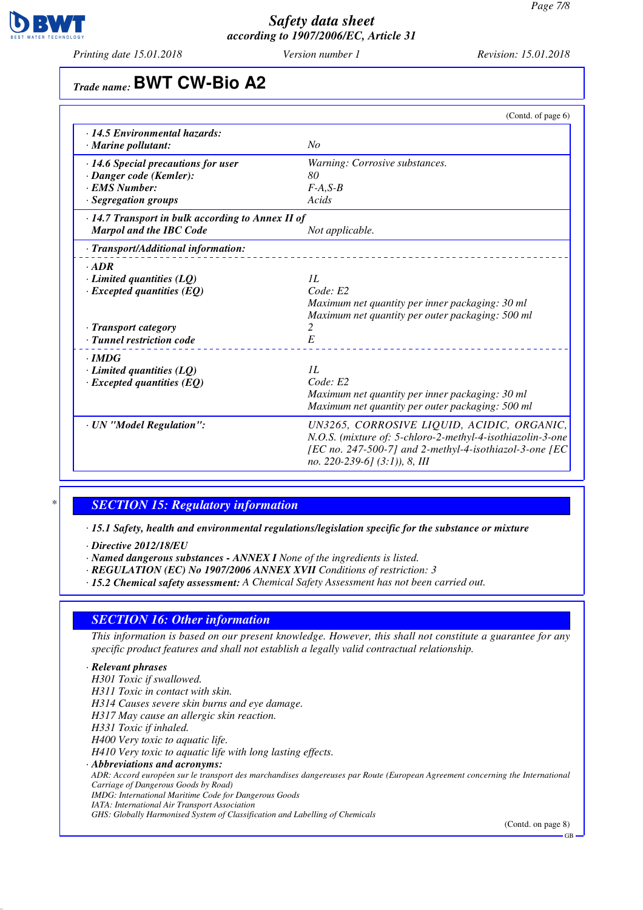## Trade name: BWT CW-Bio A2

(Contd. of page 6)

| | |
|---|---|
| · **14.5 Environmental hazards:** | |
| · **Marine pollutant:** | *No* |
| · **14.6 Special precautions for user** | *Warning: Corrosive substances.* |
| · **Danger code (Kemler):** | *80* |
| · **EMS Number:** | *F-A,S-B* |
| · **Segregation groups** | *Acids* |
| · **14.7 Transport in bulk according to Annex II of Marpol and the IBC Code** | *Not applicable.* |
| · **Transport/Additional information:** | |
| · **ADR** | |
| · **Limited quantities (LQ)** | *1L* |
| · **Excepted quantities (EQ)** | *Code: E2*<br>*Maximum net quantity per inner packaging: 30 ml*<br>*Maximum net quantity per outer packaging: 500 ml* |
| · **Transport category** | *2* |
| · **Tunnel restriction code** | *E* |
| · **IMDG** | |
| · **Limited quantities (LQ)** | *1L* |
| · **Excepted quantities (EQ)** | *Code: E2*<br>*Maximum net quantity per inner packaging: 30 ml*<br>*Maximum net quantity per outer packaging: 500 ml* |
| · **UN "Model Regulation":** | *UN3265, CORROSIVE LIQUID, ACIDIC, ORGANIC, N.O.S. (mixture of: 5-chloro-2-methyl-4-isothiazolin-3-one [EC no. 247-500-7] and 2-methyl-4-isothiazol-3-one [EC no. 220-239-6] (3:1)), 8, III* |

## SECTION 15: Regulatory information

· **15.1 Safety, health and environmental regulations/legislation specific for the substance or mixture**

· **Directive 2012/18/EU**
· **Named dangerous substances - ANNEX I** *None of the ingredients is listed.*
· **REGULATION (EC) No 1907/2006 ANNEX XVII** *Conditions of restriction: 3*
· **15.2 Chemical safety assessment:** *A Chemical Safety Assessment has not been carried out.*

## SECTION 16: Other information

*This information is based on our present knowledge. However, this shall not constitute a guarantee for any specific product features and shall not establish a legally valid contractual relationship.*

· **Relevant phrases**
*H301 Toxic if swallowed.*
*H311 Toxic in contact with skin.*
*H314 Causes severe skin burns and eye damage.*
*H317 May cause an allergic skin reaction.*
*H331 Toxic if inhaled.*
*H400 Very toxic to aquatic life.*
*H410 Very toxic to aquatic life with long lasting effects.*

· **Abbreviations and acronyms:**
*ADR: Accord européen sur le transport des marchandises dangereuses par Route (European Agreement concerning the International Carriage of Dangerous Goods by Road)*
*IMDG: International Maritime Code for Dangerous Goods*
*IATA: International Air Transport Association*
*GHS: Globally Harmonised System of Classification and Labelling of Chemicals*

(Contd. on page 8)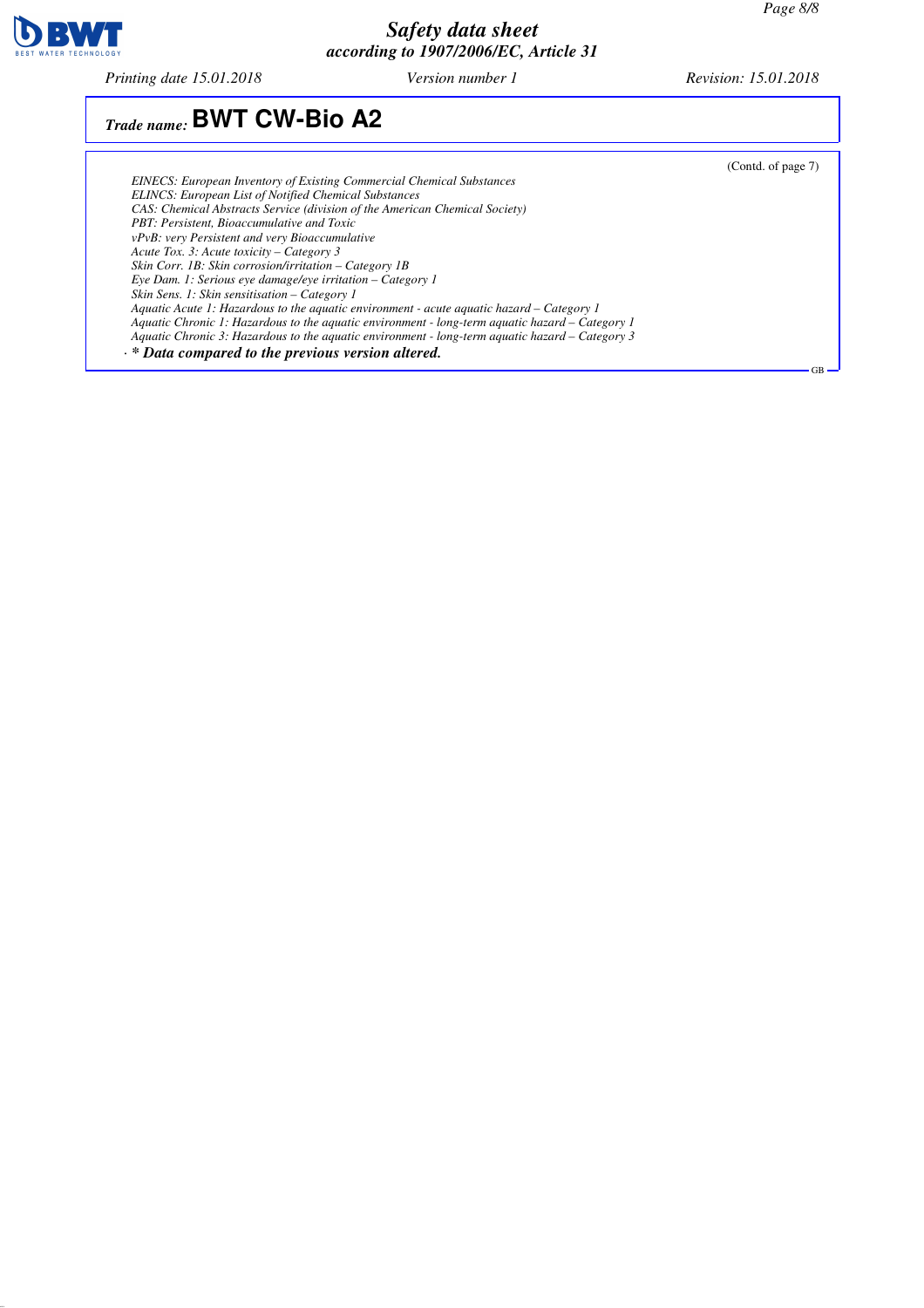(Contd. of page 7)

*EINECS: European Inventory of Existing Commercial Chemical Substances*
*ELINCS: European List of Notified Chemical Substances*
*CAS: Chemical Abstracts Service (division of the American Chemical Society)*
*PBT: Persistent, Bioaccumulative and Toxic*
*vPvB: very Persistent and very Bioaccumulative*
*Acute Tox. 3: Acute toxicity – Category 3*
*Skin Corr. 1B: Skin corrosion/irritation – Category 1B*
*Eye Dam. 1: Serious eye damage/eye irritation – Category 1*
*Skin Sens. 1: Skin sensitisation – Category 1*
*Aquatic Acute 1: Hazardous to the aquatic environment - acute aquatic hazard – Category 1*
*Aquatic Chronic 1: Hazardous to the aquatic environment - long-term aquatic hazard – Category 1*
*Aquatic Chronic 3: Hazardous to the aquatic environment - long-term aquatic hazard – Category 3*

· ***\* Data compared to the previous version altered.***

GB